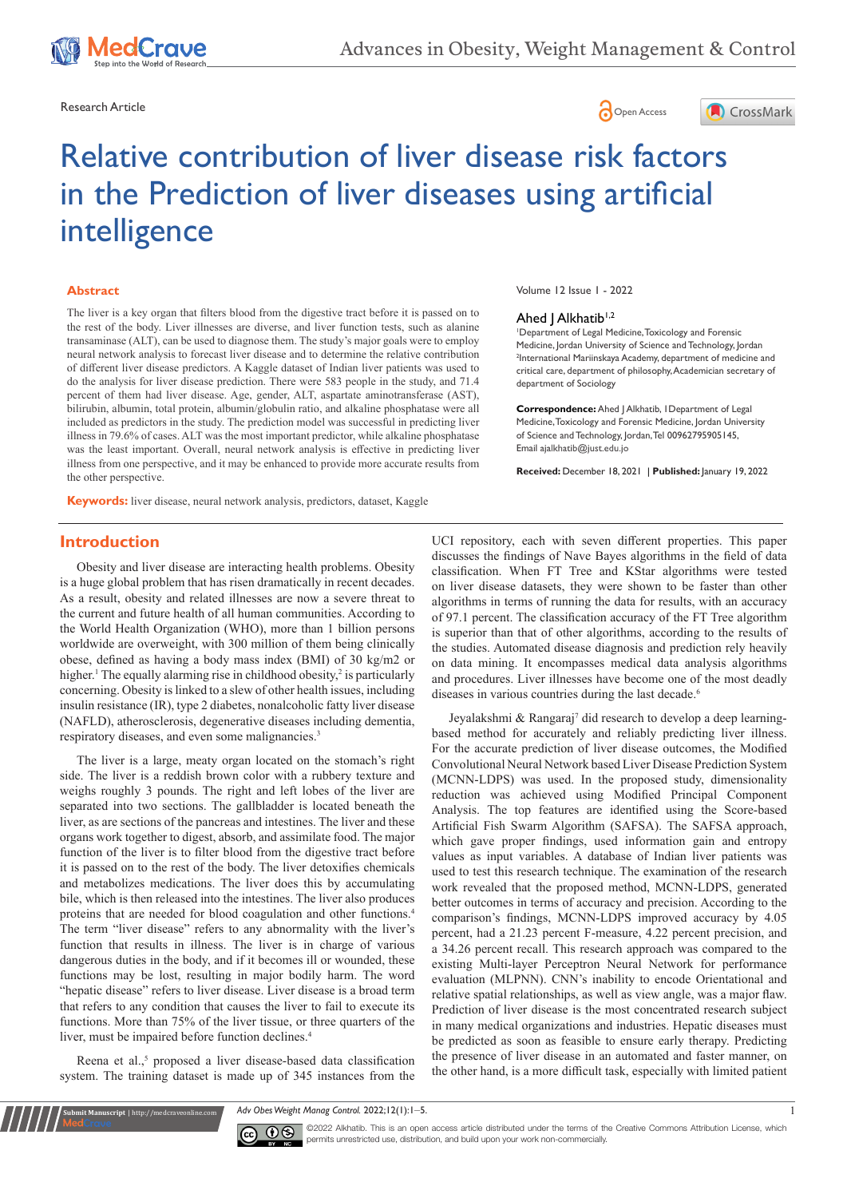Research Article

# Relative contribution of liver disease risk factors in the Prediction of liver diseases using artificial intelligence

Volume 12 Issue 1 - 2022

**Ahed J Alkhatib[1,2]**

[1]Department of Legal Medicine, Toxicology and Forensic Medicine, Jordan University of Science and Technology, Jordan
[2]International Mariinskaya Academy, department of medicine and critical care, department of philosophy, Academician secretary of department of Sociology

**Correspondence:** Ahed J Alkhatib, 1Department of Legal Medicine, Toxicology and Forensic Medicine, Jordan University of Science and Technology, Jordan, Tel 00962795905145, Email ajalkhatib@just.edu.jo

**Received:** December 18, 2021 | **Published:** January 19, 2022

## Abstract

The liver is a key organ that filters blood from the digestive tract before it is passed on to the rest of the body. Liver illnesses are diverse, and liver function tests, such as alanine transaminase (ALT), can be used to diagnose them. The study's major goals were to employ neural network analysis to forecast liver disease and to determine the relative contribution of different liver disease predictors. A Kaggle dataset of Indian liver patients was used to do the analysis for liver disease prediction. There were 583 people in the study, and 71.4 percent of them had liver disease. Age, gender, ALT, aspartate aminotransferase (AST), bilirubin, albumin, total protein, albumin/globulin ratio, and alkaline phosphatase were all included as predictors in the study. The prediction model was successful in predicting liver illness in 79.6% of cases. ALT was the most important predictor, while alkaline phosphatase was the least important. Overall, neural network analysis is effective in predicting liver illness from one perspective, and it may be enhanced to provide more accurate results from the other perspective.

**Keywords:** liver disease, neural network analysis, predictors, dataset, Kaggle

## Introduction

Obesity and liver disease are interacting health problems. Obesity is a huge global problem that has risen dramatically in recent decades. As a result, obesity and related illnesses are now a severe threat to the current and future health of all human communities. According to the World Health Organization (WHO), more than 1 billion persons worldwide are overweight, with 300 million of them being clinically obese, defined as having a body mass index (BMI) of 30 kg/m2 or higher.[1] The equally alarming rise in childhood obesity,[2] is particularly concerning. Obesity is linked to a slew of other health issues, including insulin resistance (IR), type 2 diabetes, nonalcoholic fatty liver disease (NAFLD), atherosclerosis, degenerative diseases including dementia, respiratory diseases, and even some malignancies.[3]

The liver is a large, meaty organ located on the stomach's right side. The liver is a reddish brown color with a rubbery texture and weighs roughly 3 pounds. The right and left lobes of the liver are separated into two sections. The gallbladder is located beneath the liver, as are sections of the pancreas and intestines. The liver and these organs work together to digest, absorb, and assimilate food. The major function of the liver is to filter blood from the digestive tract before it is passed on to the rest of the body. The liver detoxifies chemicals and metabolizes medications. The liver does this by accumulating bile, which is then released into the intestines. The liver also produces proteins that are needed for blood coagulation and other functions.[4] The term "liver disease" refers to any abnormality with the liver's function that results in illness. The liver is in charge of various dangerous duties in the body, and if it becomes ill or wounded, these functions may be lost, resulting in major bodily harm. The word "hepatic disease" refers to liver disease. Liver disease is a broad term that refers to any condition that causes the liver to fail to execute its functions. More than 75% of the liver tissue, or three quarters of the liver, must be impaired before function declines.[4]

Reena et al.,[5] proposed a liver disease-based data classification system. The training dataset is made up of 345 instances from the UCI repository, each with seven different properties. This paper discusses the findings of Nave Bayes algorithms in the field of data classification. When FT Tree and KStar algorithms were tested on liver disease datasets, they were shown to be faster than other algorithms in terms of running the data for results, with an accuracy of 97.1 percent. The classification accuracy of the FT Tree algorithm is superior than that of other algorithms, according to the results of the studies. Automated disease diagnosis and prediction rely heavily on data mining. It encompasses medical data analysis algorithms and procedures. Liver illnesses have become one of the most deadly diseases in various countries during the last decade.[6]

Jeyalakshmi & Rangaraj[7] did research to develop a deep learning-based method for accurately and reliably predicting liver illness. For the accurate prediction of liver disease outcomes, the Modified Convolutional Neural Network based Liver Disease Prediction System (MCNN-LDPS) was used. In the proposed study, dimensionality reduction was achieved using Modified Principal Component Analysis. The top features are identified using the Score-based Artificial Fish Swarm Algorithm (SAFSA). The SAFSA approach, which gave proper findings, used information gain and entropy values as input variables. A database of Indian liver patients was used to test this research technique. The examination of the research work revealed that the proposed method, MCNN-LDPS, generated better outcomes in terms of accuracy and precision. According to the comparison's findings, MCNN-LDPS improved accuracy by 4.05 percent, had a 21.23 percent F-measure, 4.22 percent precision, and a 34.26 percent recall. This research approach was compared to the existing Multi-layer Perceptron Neural Network for performance evaluation (MLPNN). CNN's inability to encode Orientational and relative spatial relationships, as well as view angle, was a major flaw. Prediction of liver disease is the most concentrated research subject in many medical organizations and industries. Hepatic diseases must be predicted as soon as feasible to ensure early therapy. Predicting the presence of liver disease in an automated and faster manner, on the other hand, is a more difficult task, especially with limited patient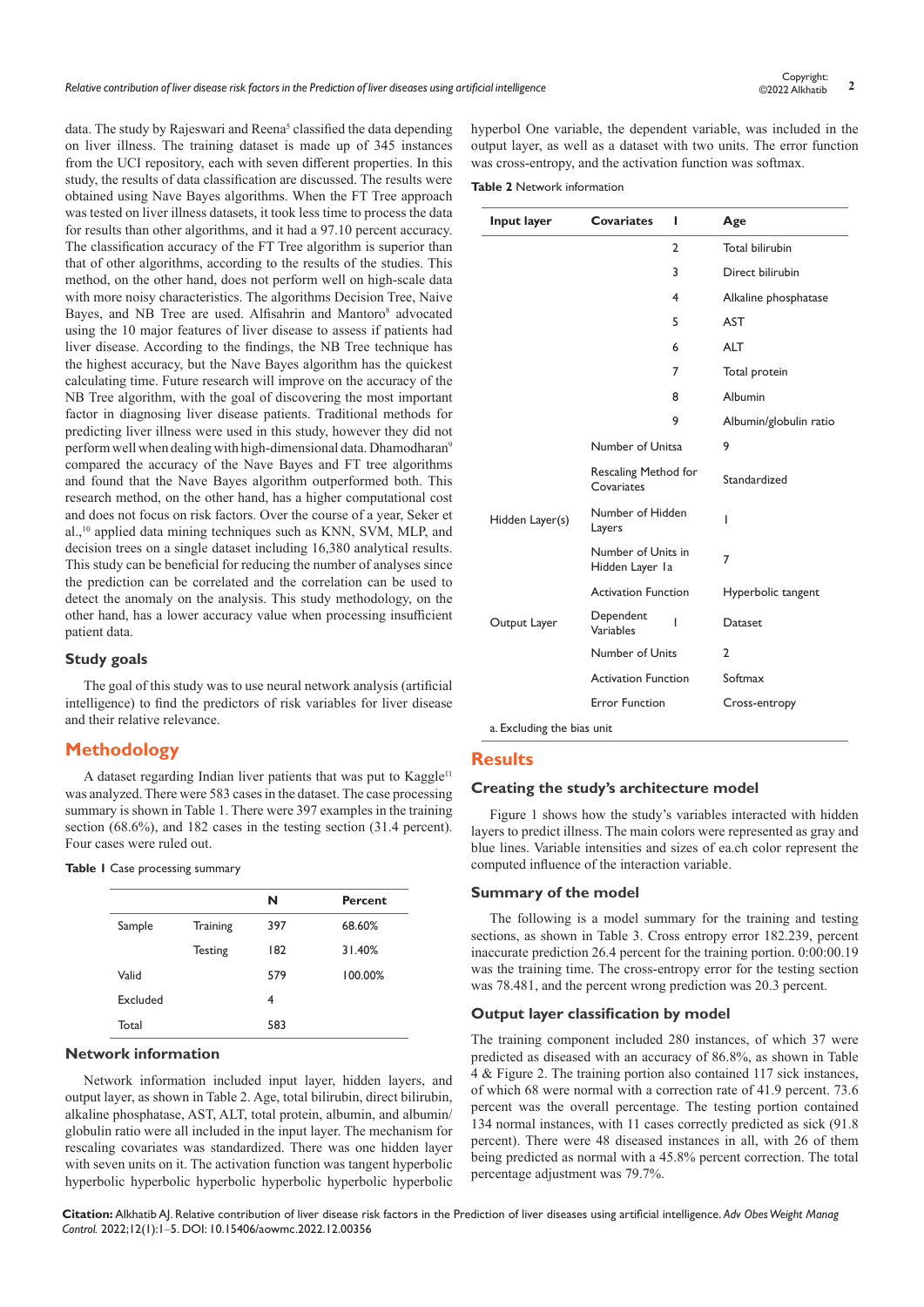data. The study by Rajeswari and Reena[5] classified the data depending on liver illness. The training dataset is made up of 345 instances from the UCI repository, each with seven different properties. In this study, the results of data classification are discussed. The results were obtained using Nave Bayes algorithms. When the FT Tree approach was tested on liver illness datasets, it took less time to process the data for results than other algorithms, and it had a 97.10 percent accuracy. The classification accuracy of the FT Tree algorithm is superior than that of other algorithms, according to the results of the studies. This method, on the other hand, does not perform well on high-scale data with more noisy characteristics. The algorithms Decision Tree, Naive Bayes, and NB Tree are used. Alfisahrin and Mantoro[8] advocated using the 10 major features of liver disease to assess if patients had liver disease. According to the findings, the NB Tree technique has the highest accuracy, but the Nave Bayes algorithm has the quickest calculating time. Future research will improve on the accuracy of the NB Tree algorithm, with the goal of discovering the most important factor in diagnosing liver disease patients. Traditional methods for predicting liver illness were used in this study, however they did not perform well when dealing with high-dimensional data. Dhamodharan[9] compared the accuracy of the Nave Bayes and FT tree algorithms and found that the Nave Bayes algorithm outperformed both. This research method, on the other hand, has a higher computational cost and does not focus on risk factors. Over the course of a year, Seker et al.,[10] applied data mining techniques such as KNN, SVM, MLP, and decision trees on a single dataset including 16,380 analytical results. This study can be beneficial for reducing the number of analyses since the prediction can be correlated and the correlation can be used to detect the anomaly on the analysis. This study methodology, on the other hand, has a lower accuracy value when processing insufficient patient data.

### Study goals

The goal of this study was to use neural network analysis (artificial intelligence) to find the predictors of risk variables for liver disease and their relative relevance.

## Methodology

A dataset regarding Indian liver patients that was put to Kaggle[11] was analyzed. There were 583 cases in the dataset. The case processing summary is shown in Table 1. There were 397 examples in the training section (68.6%), and 182 cases in the testing section (31.4 percent). Four cases were ruled out.

**Table 1** Case processing summary

| | | N | Percent |
|---|---|---|---|
| Sample | Training | 397 | 68.60% |
| | Testing | 182 | 31.40% |
| Valid | | 579 | 100.00% |
| Excluded | | 4 | |
| Total | | 583 | |

### Network information

Network information included input layer, hidden layers, and output layer, as shown in Table 2. Age, total bilirubin, direct bilirubin, alkaline phosphatase, AST, ALT, total protein, albumin, and albumin/globulin ratio were all included in the input layer. The mechanism for rescaling covariates was standardized. There was one hidden layer with seven units on it. The activation function was tangent hyperbolic hyperbolic hyperbolic hyperbolic hyperbolic hyperbolic hyperbolic hyperbol One variable, the dependent variable, was included in the output layer, as well as a dataset with two units. The error function was cross-entropy, and the activation function was softmax.

**Table 2** Network information

| Input layer | Covariates | 1 | Age |
|---|---|---|---|
| | | 2 | Total bilirubin |
| | | 3 | Direct bilirubin |
| | | 4 | Alkaline phosphatase |
| | | 5 | AST |
| | | 6 | ALT |
| | | 7 | Total protein |
| | | 8 | Albumin |
| | | 9 | Albumin/globulin ratio |
| | Number of Unitsa | | 9 |
| | Rescaling Method for Covariates | | Standardized |
| Hidden Layer(s) | Number of Hidden Layers | | 1 |
| | Number of Units in Hidden Layer 1a | | 7 |
| | Activation Function | | Hyperbolic tangent |
| Output Layer | Dependent Variables | 1 | Dataset |
| | Number of Units | | 2 |
| | Activation Function | | Softmax |
| | Error Function | | Cross-entropy |

a. Excluding the bias unit

## Results

### Creating the study's architecture model

Figure 1 shows how the study's variables interacted with hidden layers to predict illness. The main colors were represented as gray and blue lines. Variable intensities and sizes of ea.ch color represent the computed influence of the interaction variable.

### Summary of the model

The following is a model summary for the training and testing sections, as shown in Table 3. Cross entropy error 182.239, percent inaccurate prediction 26.4 percent for the training portion. 0:00:00.19 was the training time. The cross-entropy error for the testing section was 78.481, and the percent wrong prediction was 20.3 percent.

### Output layer classification by model

The training component included 280 instances, of which 37 were predicted as diseased with an accuracy of 86.8%, as shown in Table 4 & Figure 2. The training portion also contained 117 sick instances, of which 68 were normal with a correction rate of 41.9 percent. 73.6 percent was the overall percentage. The testing portion contained 134 normal instances, with 11 cases correctly predicted as sick (91.8 percent). There were 48 diseased instances in all, with 26 of them being predicted as normal with a 45.8% percent correction. The total percentage adjustment was 79.7%.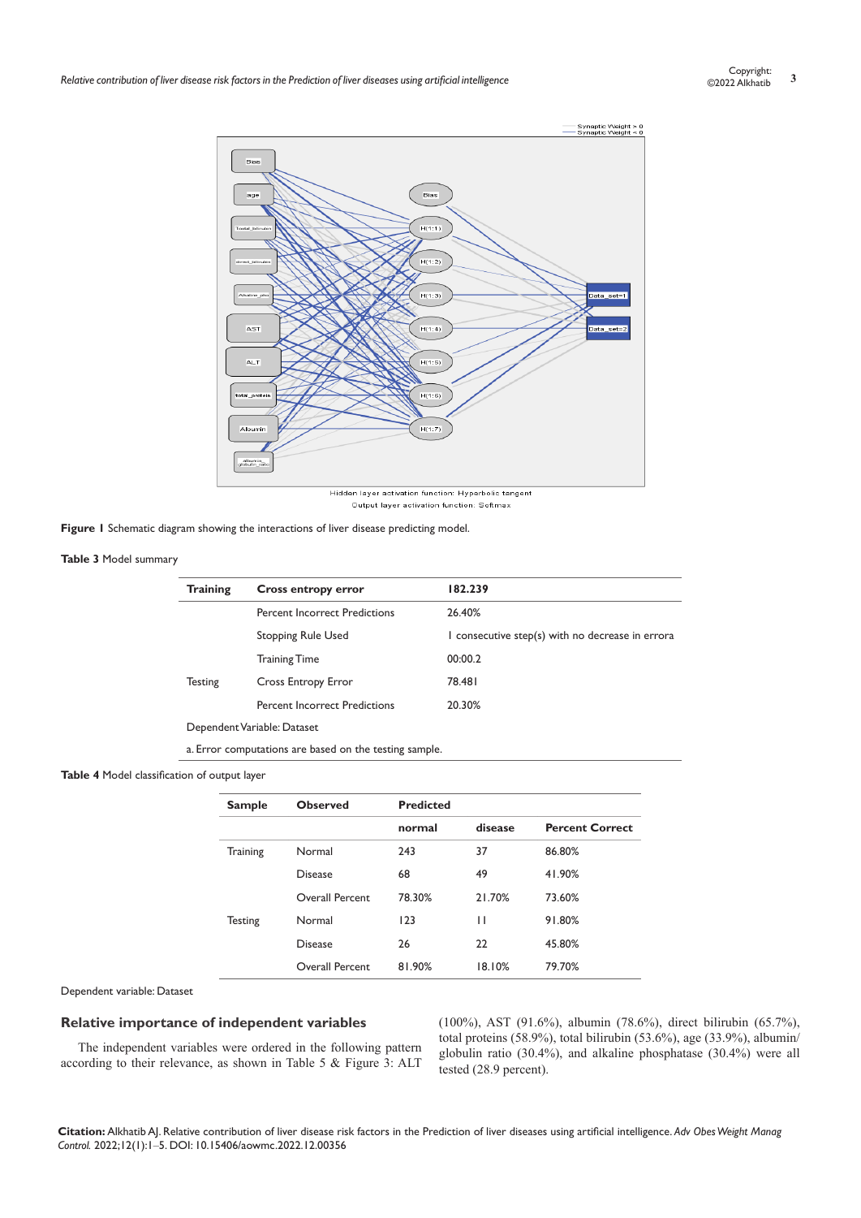Figure 1 Schematic diagram showing the interactions of liver disease predicting model.

**Table 3** Model summary

| Training | Cross entropy error | 182.239 |
|---|---|---|
| | Percent Incorrect Predictions | 26.40% |
| | Stopping Rule Used | 1 consecutive step(s) with no decrease in errora |
| | Training Time | 00:00.2 |
| Testing | Cross Entropy Error | 78.481 |
| | Percent Incorrect Predictions | 20.30% |
| Dependent Variable: Dataset | | |
| a. Error computations are based on the testing sample. | | |

**Table 4** Model classification of output layer

| Sample | Observed | Predicted | | |
|---|---|---|---|---|
| | | normal | disease | Percent Correct |
| Training | Normal | 243 | 37 | 86.80% |
| | Disease | 68 | 49 | 41.90% |
| | Overall Percent | 78.30% | 21.70% | 73.60% |
| Testing | Normal | 123 | 11 | 91.80% |
| | Disease | 26 | 22 | 45.80% |
| | Overall Percent | 81.90% | 18.10% | 79.70% |

Dependent variable: Dataset

## Relative importance of independent variables

The independent variables were ordered in the following pattern according to their relevance, as shown in Table 5 & Figure 3: ALT (100%), AST (91.6%), albumin (78.6%), direct bilirubin (65.7%), total proteins (58.9%), total bilirubin (53.6%), age (33.9%), albumin/globulin ratio (30.4%), and alkaline phosphatase (30.4%) were all tested (28.9 percent).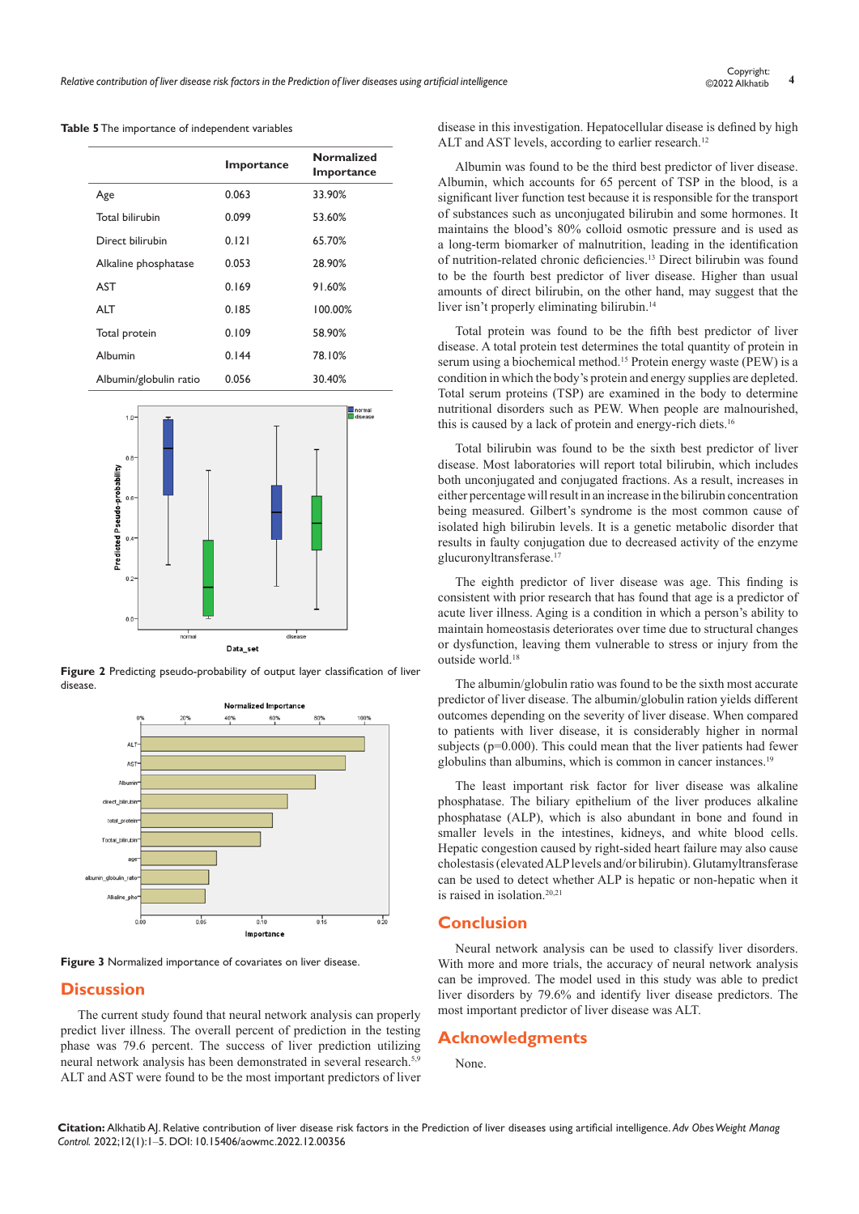**Table 5** The importance of independent variables

| | Importance | Normalized Importance |
|---|---|---|
| Age | 0.063 | 33.90% |
| Total bilirubin | 0.099 | 53.60% |
| Direct bilirubin | 0.121 | 65.70% |
| Alkaline phosphatase | 0.053 | 28.90% |
| AST | 0.169 | 91.60% |
| ALT | 0.185 | 100.00% |
| Total protein | 0.109 | 58.90% |
| Albumin | 0.144 | 78.10% |
| Albumin/globulin ratio | 0.056 | 30.40% |

**Figure 2** Predicting pseudo-probability of output layer classification of liver disease.

**Figure 3** Normalized importance of covariates on liver disease.

## Discussion

The current study found that neural network analysis can properly predict liver illness. The overall percent of prediction in the testing phase was 79.6 percent. The success of liver prediction utilizing neural network analysis has been demonstrated in several research.[5,9] ALT and AST were found to be the most important predictors of liver disease in this investigation. Hepatocellular disease is defined by high ALT and AST levels, according to earlier research.[12]

Albumin was found to be the third best predictor of liver disease. Albumin, which accounts for 65 percent of TSP in the blood, is a significant liver function test because it is responsible for the transport of substances such as unconjugated bilirubin and some hormones. It maintains the blood's 80% colloid osmotic pressure and is used as a long-term biomarker of malnutrition, leading in the identification of nutrition-related chronic deficiencies.[13] Direct bilirubin was found to be the fourth best predictor of liver disease. Higher than usual amounts of direct bilirubin, on the other hand, may suggest that the liver isn't properly eliminating bilirubin.[14]

Total protein was found to be the fifth best predictor of liver disease. A total protein test determines the total quantity of protein in serum using a biochemical method.[15] Protein energy waste (PEW) is a condition in which the body's protein and energy supplies are depleted. Total serum proteins (TSP) are examined in the body to determine nutritional disorders such as PEW. When people are malnourished, this is caused by a lack of protein and energy-rich diets.[16]

Total bilirubin was found to be the sixth best predictor of liver disease. Most laboratories will report total bilirubin, which includes both unconjugated and conjugated fractions. As a result, increases in either percentage will result in an increase in the bilirubin concentration being measured. Gilbert's syndrome is the most common cause of isolated high bilirubin levels. It is a genetic metabolic disorder that results in faulty conjugation due to decreased activity of the enzyme glucuronyltransferase.[17]

The eighth predictor of liver disease was age. This finding is consistent with prior research that has found that age is a predictor of acute liver illness. Aging is a condition in which a person's ability to maintain homeostasis deteriorates over time due to structural changes or dysfunction, leaving them vulnerable to stress or injury from the outside world.[18]

The albumin/globulin ratio was found to be the sixth most accurate predictor of liver disease. The albumin/globulin ration yields different outcomes depending on the severity of liver disease. When compared to patients with liver disease, it is considerably higher in normal subjects (p=0.000). This could mean that the liver patients had fewer globulins than albumins, which is common in cancer instances.[19]

The least important risk factor for liver disease was alkaline phosphatase. The biliary epithelium of the liver produces alkaline phosphatase (ALP), which is also abundant in bone and found in smaller levels in the intestines, kidneys, and white blood cells. Hepatic congestion caused by right-sided heart failure may also cause cholestasis (elevated ALP levels and/or bilirubin). Glutamyltransferase can be used to detect whether ALP is hepatic or non-hepatic when it is raised in isolation.[20,21]

## Conclusion

Neural network analysis can be used to classify liver disorders. With more and more trials, the accuracy of neural network analysis can be improved. The model used in this study was able to predict liver disorders by 79.6% and identify liver disease predictors. The most important predictor of liver disease was ALT.

## Acknowledgments

None.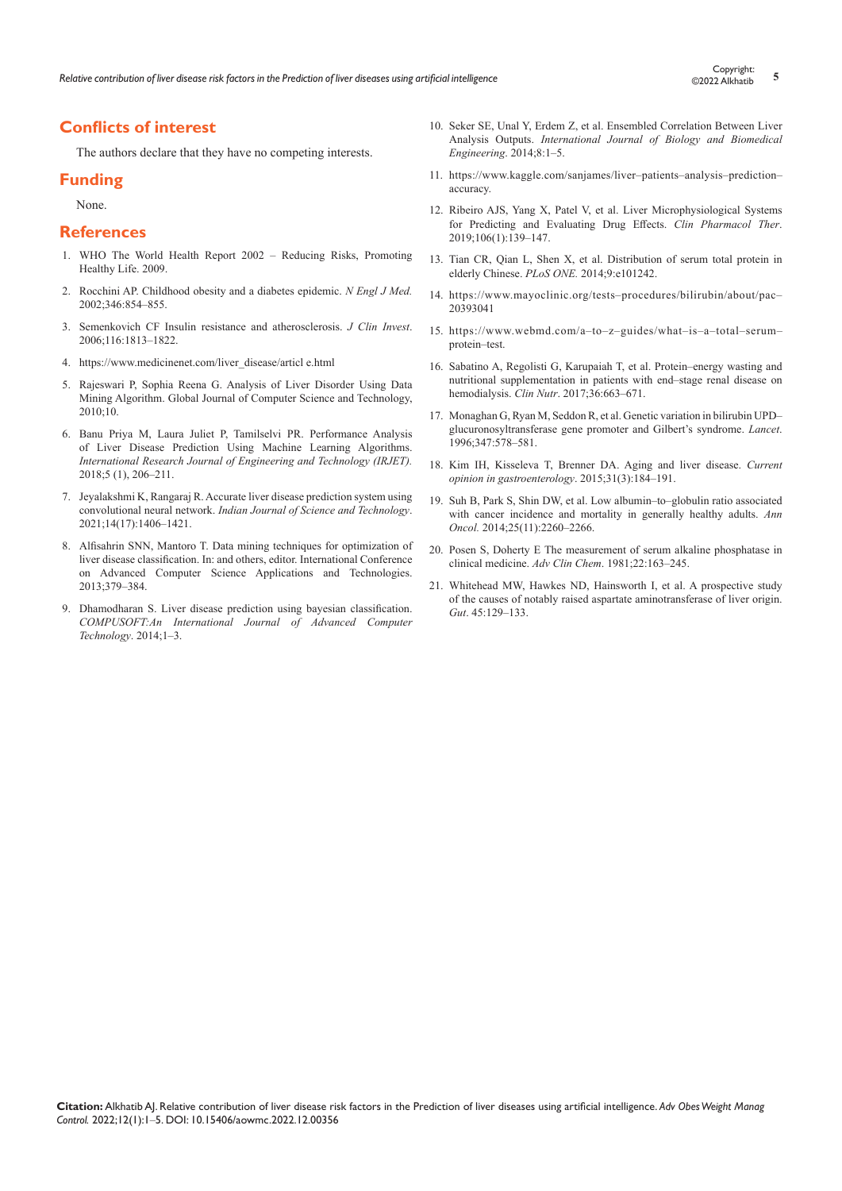## Conflicts of interest

The authors declare that they have no competing interests.

## Funding

None.

## References

1. WHO The World Health Report 2002 – Reducing Risks, Promoting Healthy Life. 2009.
2. Rocchini AP. Childhood obesity and a diabetes epidemic. *N Engl J Med.* 2002;346:854–855.
3. Semenkovich CF Insulin resistance and atherosclerosis. *J Clin Invest*. 2006;116:1813–1822.
4. https://www.medicinenet.com/liver_disease/articl e.html
5. Rajeswari P, Sophia Reena G. Analysis of Liver Disorder Using Data Mining Algorithm. Global Journal of Computer Science and Technology, 2010;10.
6. Banu Priya M, Laura Juliet P, Tamilselvi PR. Performance Analysis of Liver Disease Prediction Using Machine Learning Algorithms. *International Research Journal of Engineering and Technology (IRJET)*. 2018;5 (1), 206–211.
7. Jeyalakshmi K, Rangaraj R. Accurate liver disease prediction system using convolutional neural network. *Indian Journal of Science and Technology*. 2021;14(17):1406–1421.
8. Alfisahrin SNN, Mantoro T. Data mining techniques for optimization of liver disease classification. In: and others, editor. International Conference on Advanced Computer Science Applications and Technologies. 2013;379–384.
9. Dhamodharan S. Liver disease prediction using bayesian classification. *COMPUSOFT:An International Journal of Advanced Computer Technology*. 2014;1–3.
10. Seker SE, Unal Y, Erdem Z, et al. Ensembled Correlation Between Liver Analysis Outputs. *International Journal of Biology and Biomedical Engineering*. 2014;8:1–5.
11. https://www.kaggle.com/sanjames/liver–patients–analysis–prediction–accuracy.
12. Ribeiro AJS, Yang X, Patel V, et al. Liver Microphysiological Systems for Predicting and Evaluating Drug Effects. *Clin Pharmacol Ther*. 2019;106(1):139–147.
13. Tian CR, Qian L, Shen X, et al. Distribution of serum total protein in elderly Chinese. *PLoS ONE.* 2014;9:e101242.
14. https://www.mayoclinic.org/tests–procedures/bilirubin/about/pac–20393041
15. https://www.webmd.com/a–to–z–guides/what–is–a–total–serum–protein–test.
16. Sabatino A, Regolisti G, Karupaiah T, et al. Protein–energy wasting and nutritional supplementation in patients with end–stage renal disease on hemodialysis. *Clin Nutr*. 2017;36:663–671.
17. Monaghan G, Ryan M, Seddon R, et al. Genetic variation in bilirubin UPD–glucuronosyltransferase gene promoter and Gilbert's syndrome. *Lancet*. 1996;347:578–581.
18. Kim IH, Kisseleva T, Brenner DA. Aging and liver disease. *Current opinion in gastroenterology*. 2015;31(3):184–191.
19. Suh B, Park S, Shin DW, et al. Low albumin–to–globulin ratio associated with cancer incidence and mortality in generally healthy adults. *Ann Oncol.* 2014;25(11):2260–2266.
20. Posen S, Doherty E The measurement of serum alkaline phosphatase in clinical medicine. *Adv Clin Chem*. 1981;22:163–245.
21. Whitehead MW, Hawkes ND, Hainsworth I, et al. A prospective study of the causes of notably raised aspartate aminotransferase of liver origin. *Gut*. 45:129–133.